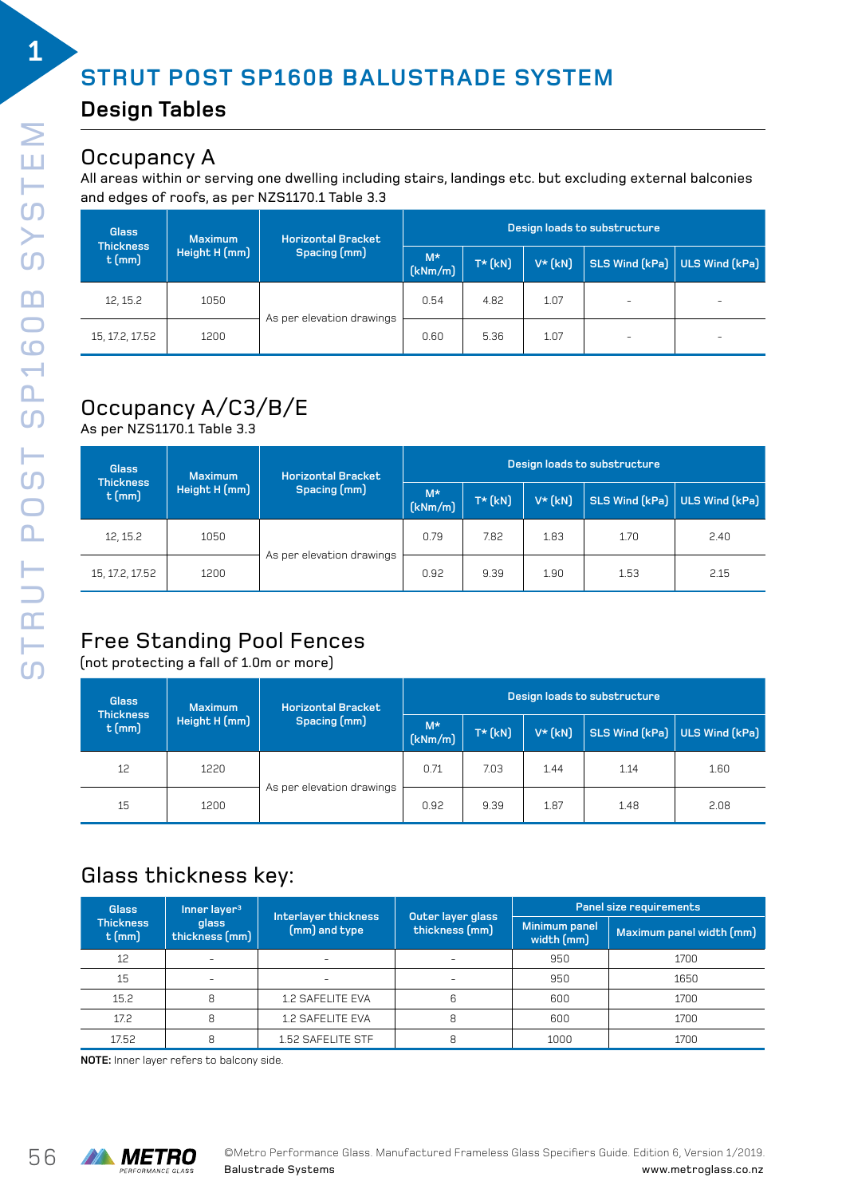# STRUT POST SP160B BALUSTRADE SYSTEM

## Design Tables

### Occupancy A

All areas within or serving one dwelling including stairs, landings etc. but excluding external balconies and edges of roofs, as per NZS1170.1 Table 3.3

| Glass Thickness t (mm) | Maximum Height H (mm) | Horizontal Bracket Spacing (mm) | Design loads to substructure | | | | |
|---|---|---|---|---|---|---|---|
| | | | M* (kNm/m) | T* (kN) | V* (kN) | SLS Wind (kPa) | ULS Wind (kPa) |
| 12, 15.2 | 1050 | As per elevation drawings | 0.54 | 4.82 | 1.07 | - | - |
| 15, 17.2, 17.52 | 1200 | | 0.60 | 5.36 | 1.07 | - | - |

### Occupancy A/C3/B/E

As per NZS1170.1 Table 3.3

| Glass Thickness t (mm) | Maximum Height H (mm) | Horizontal Bracket Spacing (mm) | Design loads to substructure | | | | |
|---|---|---|---|---|---|---|---|
| | | | M* (kNm/m) | T* (kN) | V* (kN) | SLS Wind (kPa) | ULS Wind (kPa) |
| 12, 15.2 | 1050 | As per elevation drawings | 0.79 | 7.82 | 1.83 | 1.70 | 2.40 |
| 15, 17.2, 17.52 | 1200 | | 0.92 | 9.39 | 1.90 | 1.53 | 2.15 |

### Free Standing Pool Fences

(not protecting a fall of 1.0m or more)

| Glass Thickness t (mm) | Maximum Height H (mm) | Horizontal Bracket Spacing (mm) | Design loads to substructure | | | | |
|---|---|---|---|---|---|---|---|
| | | | M* (kNm/m) | T* (kN) | V* (kN) | SLS Wind (kPa) | ULS Wind (kPa) |
| 12 | 1220 | As per elevation drawings | 0.71 | 7.03 | 1.44 | 1.14 | 1.60 |
| 15 | 1200 | | 0.92 | 9.39 | 1.87 | 1.48 | 2.08 |

### Glass thickness key:

| Glass Thickness t (mm) | Inner layer[3] glass thickness (mm) | Interlayer thickness (mm) and type | Outer layer glass thickness (mm) | Panel size requirements | |
|---|---|---|---|---|---|
| | | | | Minimum panel width (mm) | Maximum panel width (mm) |
| 12 | - | - | - | 950 | 1700 |
| 15 | - | - | - | 950 | 1650 |
| 15.2 | 8 | 1.2 SAFELITE EVA | 6 | 600 | 1700 |
| 17.2 | 8 | 1.2 SAFELITE EVA | 8 | 600 | 1700 |
| 17.52 | 8 | 1.52 SAFELITE STF | 8 | 1000 | 1700 |

**NOTE:** Inner layer refers to balcony side.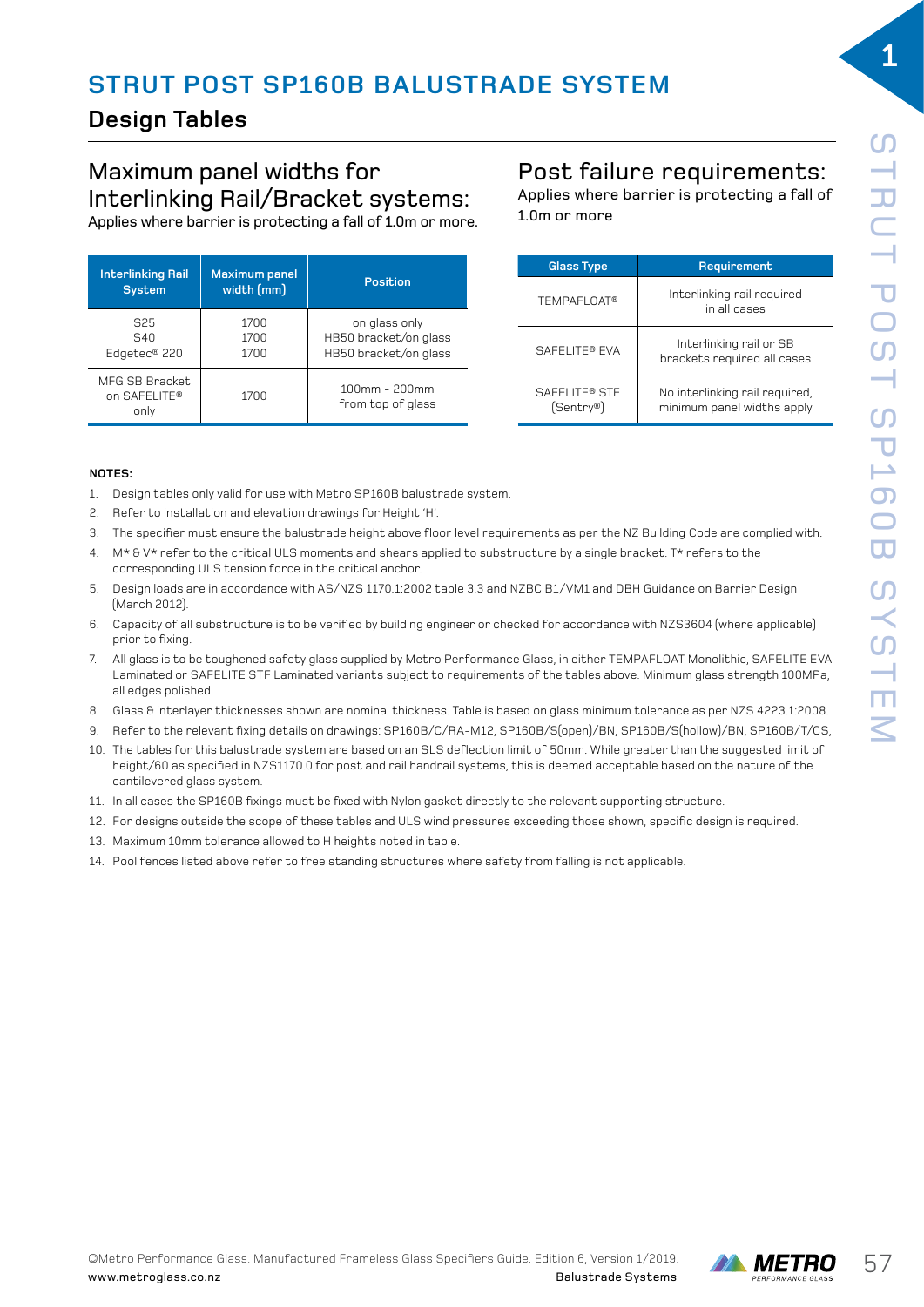# STRUT POST SP160B BALUSTRADE SYSTEM

## Design Tables

### Maximum panel widths for Interlinking Rail/Bracket systems:

Applies where barrier is protecting a fall of 1.0m or more.

| Interlinking Rail System | Maximum panel width (mm) | Position |
|---|---|---|
| S25<br>S40<br>Edgetec® 220 | 1700<br>1700<br>1700 | on glass only<br>HB50 bracket/on glass<br>HB50 bracket/on glass |
| MFG SB Bracket on SAFELITE® only | 1700 | 100mm - 200mm from top of glass |

### Post failure requirements:

Applies where barrier is protecting a fall of 1.0m or more

| Glass Type | Requirement |
|---|---|
| TEMPAFLOAT® | Interlinking rail required in all cases |
| SAFELITE® EVA | Interlinking rail or SB brackets required all cases |
| SAFELITE® STF (Sentry®) | No interlinking rail required, minimum panel widths apply |

**NOTES:**

1. Design tables only valid for use with Metro SP160B balustrade system.
2. Refer to installation and elevation drawings for Height 'H'.
3. The specifier must ensure the balustrade height above floor level requirements as per the NZ Building Code are complied with.
4. M* & V* refer to the critical ULS moments and shears applied to substructure by a single bracket. T* refers to the corresponding ULS tension force in the critical anchor.
5. Design loads are in accordance with AS/NZS 1170.1:2002 table 3.3 and NZBC B1/VM1 and DBH Guidance on Barrier Design (March 2012).
6. Capacity of all substructure is to be verified by building engineer or checked for accordance with NZS3604 (where applicable) prior to fixing.
7. All glass is to be toughened safety glass supplied by Metro Performance Glass, in either TEMPAFLOAT Monolithic, SAFELITE EVA Laminated or SAFELITE STF Laminated variants subject to requirements of the tables above. Minimum glass strength 100MPa, all edges polished.
8. Glass & interlayer thicknesses shown are nominal thickness. Table is based on glass minimum tolerance as per NZS 4223.1:2008.
9. Refer to the relevant fixing details on drawings: SP160B/C/RA-M12, SP160B/S(open)/BN, SP160B/S(hollow)/BN, SP160B/T/CS,
10. The tables for this balustrade system are based on an SLS deflection limit of 50mm. While greater than the suggested limit of height/60 as specified in NZS1170.0 for post and rail handrail systems, this is deemed acceptable based on the nature of the cantilevered glass system.
11. In all cases the SP160B fixings must be fixed with Nylon gasket directly to the relevant supporting structure.
12. For designs outside the scope of these tables and ULS wind pressures exceeding those shown, specific design is required.
13. Maximum 10mm tolerance allowed to H heights noted in table.
14. Pool fences listed above refer to free standing structures where safety from falling is not applicable.